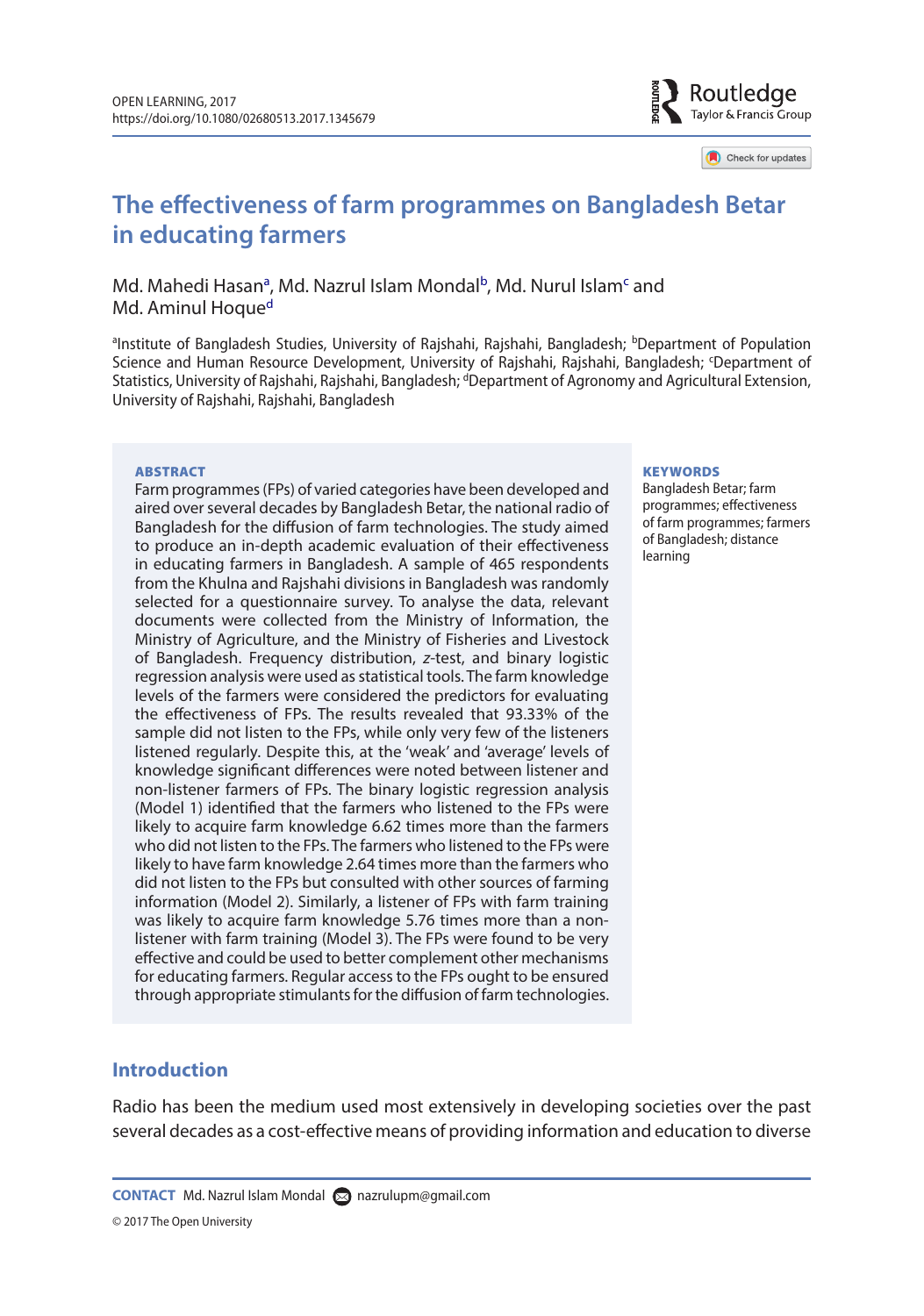# The effectiveness of farm programmes on Bangladesh Betar in educating farmers

Md. Mahedi Hasan[a], Md. Nazrul Islam Mondal[b], Md. Nurul Islam[c] and Md. Aminul Hoque[d]

[a]Institute of Bangladesh Studies, University of Rajshahi, Rajshahi, Bangladesh; [b]Department of Population Science and Human Resource Development, University of Rajshahi, Rajshahi, Bangladesh; [c]Department of Statistics, University of Rajshahi, Rajshahi, Bangladesh; [d]Department of Agronomy and Agricultural Extension, University of Rajshahi, Rajshahi, Bangladesh

## ABSTRACT

Farm programmes (FPs) of varied categories have been developed and aired over several decades by Bangladesh Betar, the national radio of Bangladesh for the diffusion of farm technologies. The study aimed to produce an in-depth academic evaluation of their effectiveness in educating farmers in Bangladesh. A sample of 465 respondents from the Khulna and Rajshahi divisions in Bangladesh was randomly selected for a questionnaire survey. To analyse the data, relevant documents were collected from the Ministry of Information, the Ministry of Agriculture, and the Ministry of Fisheries and Livestock of Bangladesh. Frequency distribution, *z*-test, and binary logistic regression analysis were used as statistical tools. The farm knowledge levels of the farmers were considered the predictors for evaluating the effectiveness of FPs. The results revealed that 93.33% of the sample did not listen to the FPs, while only very few of the listeners listened regularly. Despite this, at the 'weak' and 'average' levels of knowledge significant differences were noted between listener and non-listener farmers of FPs. The binary logistic regression analysis (Model 1) identified that the farmers who listened to the FPs were likely to acquire farm knowledge 6.62 times more than the farmers who did not listen to the FPs. The farmers who listened to the FPs were likely to have farm knowledge 2.64 times more than the farmers who did not listen to the FPs but consulted with other sources of farming information (Model 2). Similarly, a listener of FPs with farm training was likely to acquire farm knowledge 5.76 times more than a non-listener with farm training (Model 3). The FPs were found to be very effective and could be used to better complement other mechanisms for educating farmers. Regular access to the FPs ought to be ensured through appropriate stimulants for the diffusion of farm technologies.

## KEYWORDS

Bangladesh Betar; farm programmes; effectiveness of farm programmes; farmers of Bangladesh; distance learning

## Introduction

Radio has been the medium used most extensively in developing societies over the past several decades as a cost-effective means of providing information and education to diverse

**CONTACT** Md. Nazrul Islam Mondal nazrulupm@gmail.com

© 2017 The Open University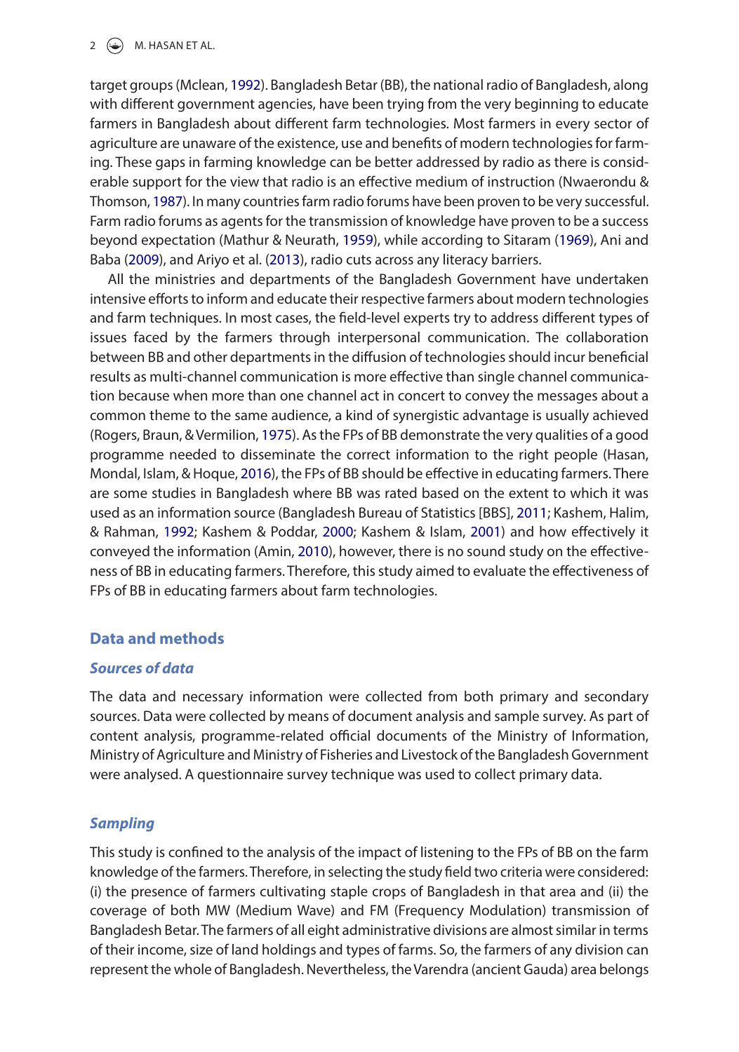target groups (Mclean, 1992). Bangladesh Betar (BB), the national radio of Bangladesh, along with different government agencies, have been trying from the very beginning to educate farmers in Bangladesh about different farm technologies. Most farmers in every sector of agriculture are unaware of the existence, use and benefits of modern technologies for farming. These gaps in farming knowledge can be better addressed by radio as there is considerable support for the view that radio is an effective medium of instruction (Nwaerondu & Thomson, 1987). In many countries farm radio forums have been proven to be very successful. Farm radio forums as agents for the transmission of knowledge have proven to be a success beyond expectation (Mathur & Neurath, 1959), while according to Sitaram (1969), Ani and Baba (2009), and Ariyo et al. (2013), radio cuts across any literacy barriers.

All the ministries and departments of the Bangladesh Government have undertaken intensive efforts to inform and educate their respective farmers about modern technologies and farm techniques. In most cases, the field-level experts try to address different types of issues faced by the farmers through interpersonal communication. The collaboration between BB and other departments in the diffusion of technologies should incur beneficial results as multi-channel communication is more effective than single channel communication because when more than one channel act in concert to convey the messages about a common theme to the same audience, a kind of synergistic advantage is usually achieved (Rogers, Braun, & Vermilion, 1975). As the FPs of BB demonstrate the very qualities of a good programme needed to disseminate the correct information to the right people (Hasan, Mondal, Islam, & Hoque, 2016), the FPs of BB should be effective in educating farmers. There are some studies in Bangladesh where BB was rated based on the extent to which it was used as an information source (Bangladesh Bureau of Statistics [BBS], 2011; Kashem, Halim, & Rahman, 1992; Kashem & Poddar, 2000; Kashem & Islam, 2001) and how effectively it conveyed the information (Amin, 2010), however, there is no sound study on the effectiveness of BB in educating farmers. Therefore, this study aimed to evaluate the effectiveness of FPs of BB in educating farmers about farm technologies.

## Data and methods

### *Sources of data*

The data and necessary information were collected from both primary and secondary sources. Data were collected by means of document analysis and sample survey. As part of content analysis, programme-related official documents of the Ministry of Information, Ministry of Agriculture and Ministry of Fisheries and Livestock of the Bangladesh Government were analysed. A questionnaire survey technique was used to collect primary data.

### *Sampling*

This study is confined to the analysis of the impact of listening to the FPs of BB on the farm knowledge of the farmers. Therefore, in selecting the study field two criteria were considered: (i) the presence of farmers cultivating staple crops of Bangladesh in that area and (ii) the coverage of both MW (Medium Wave) and FM (Frequency Modulation) transmission of Bangladesh Betar. The farmers of all eight administrative divisions are almost similar in terms of their income, size of land holdings and types of farms. So, the farmers of any division can represent the whole of Bangladesh. Nevertheless, the Varendra (ancient Gauda) area belongs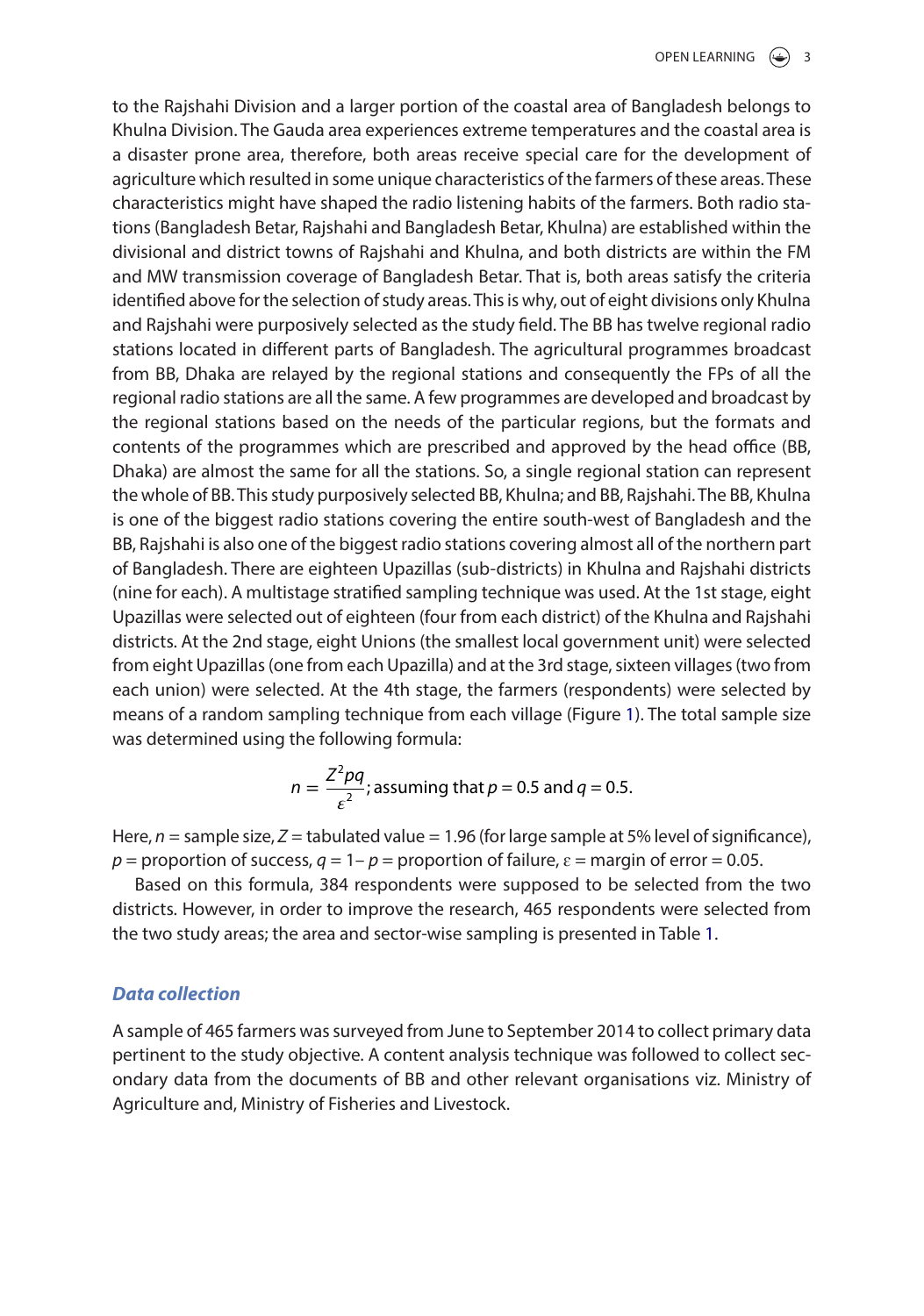to the Rajshahi Division and a larger portion of the coastal area of Bangladesh belongs to Khulna Division. The Gauda area experiences extreme temperatures and the coastal area is a disaster prone area, therefore, both areas receive special care for the development of agriculture which resulted in some unique characteristics of the farmers of these areas. These characteristics might have shaped the radio listening habits of the farmers. Both radio stations (Bangladesh Betar, Rajshahi and Bangladesh Betar, Khulna) are established within the divisional and district towns of Rajshahi and Khulna, and both districts are within the FM and MW transmission coverage of Bangladesh Betar. That is, both areas satisfy the criteria identified above for the selection of study areas. This is why, out of eight divisions only Khulna and Rajshahi were purposively selected as the study field. The BB has twelve regional radio stations located in different parts of Bangladesh. The agricultural programmes broadcast from BB, Dhaka are relayed by the regional stations and consequently the FPs of all the regional radio stations are all the same. A few programmes are developed and broadcast by the regional stations based on the needs of the particular regions, but the formats and contents of the programmes which are prescribed and approved by the head office (BB, Dhaka) are almost the same for all the stations. So, a single regional station can represent the whole of BB. This study purposively selected BB, Khulna; and BB, Rajshahi. The BB, Khulna is one of the biggest radio stations covering the entire south-west of Bangladesh and the BB, Rajshahi is also one of the biggest radio stations covering almost all of the northern part of Bangladesh. There are eighteen Upazillas (sub-districts) in Khulna and Rajshahi districts (nine for each). A multistage stratified sampling technique was used. At the 1st stage, eight Upazillas were selected out of eighteen (four from each district) of the Khulna and Rajshahi districts. At the 2nd stage, eight Unions (the smallest local government unit) were selected from eight Upazillas (one from each Upazilla) and at the 3rd stage, sixteen villages (two from each union) were selected. At the 4th stage, the farmers (respondents) were selected by means of a random sampling technique from each village (Figure 1). The total sample size was determined using the following formula:

$$n = \frac{Z^2 pq}{\varepsilon^2}; \text{ assuming that } p = 0.5 \text{ and } q = 0.5.$$

Here, $n$ = sample size, $Z$ = tabulated value = 1.96 (for large sample at 5% level of significance), $p$ = proportion of success, $q = 1 - p$ = proportion of failure, $\varepsilon$ = margin of error = 0.05.

Based on this formula, 384 respondents were supposed to be selected from the two districts. However, in order to improve the research, 465 respondents were selected from the two study areas; the area and sector-wise sampling is presented in Table 1.

### *Data collection*

A sample of 465 farmers was surveyed from June to September 2014 to collect primary data pertinent to the study objective. A content analysis technique was followed to collect secondary data from the documents of BB and other relevant organisations viz. Ministry of Agriculture and, Ministry of Fisheries and Livestock.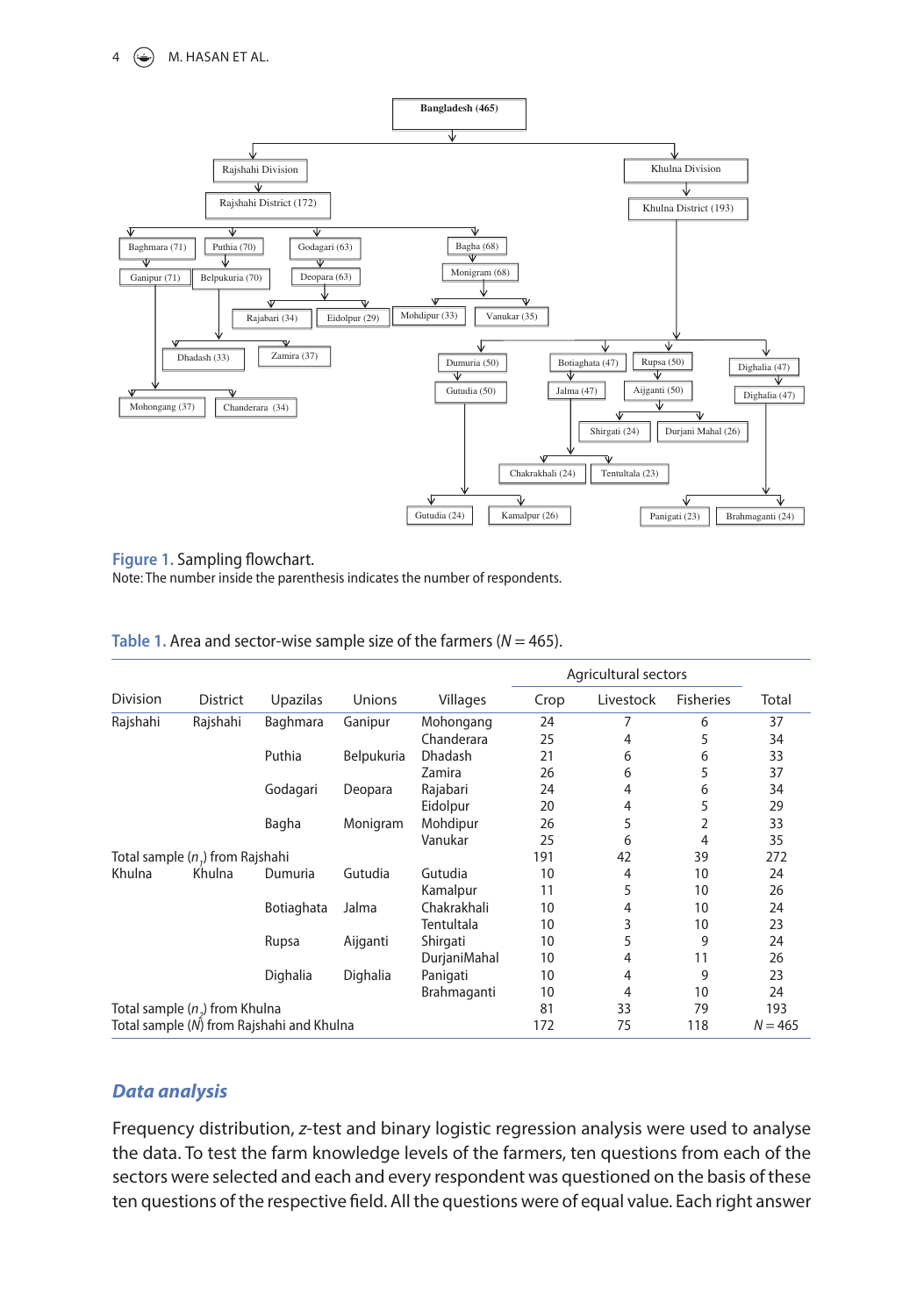Figure 1. Sampling flowchart.
Note: The number inside the parenthesis indicates the number of respondents.

Table 1. Area and sector-wise sample size of the farmers ($N = 465$).

| Division | District | Upazilas | Unions | Villages | Agricultural sectors | | | Total |
|---|---|---|---|---|---|---|---|---|
| | | | | | Crop | Livestock | Fisheries | |
| Rajshahi | Rajshahi | Baghmara | Ganipur | Mohongang | 24 | 7 | 6 | 37 |
| | | | | Chanderara | 25 | 4 | 5 | 34 |
| | | Puthia | Belpukuria | Dhadash | 21 | 6 | 6 | 33 |
| | | | | Zamira | 26 | 6 | 5 | 37 |
| | | Godagari | Deopara | Rajabari | 24 | 4 | 6 | 34 |
| | | | | Eidolpur | 20 | 4 | 5 | 29 |
| | | Bagha | Monigram | Mohdipur | 26 | 5 | 2 | 33 |
| | | | | Vanukar | 25 | 6 | 4 | 35 |
| Total sample ($n_1$) from Rajshahi | | | | | 191 | 42 | 39 | 272 |
| Khulna | Khulna | Dumuria | Gutudia | Gutudia | 10 | 4 | 10 | 24 |
| | | | | Kamalpur | 11 | 5 | 10 | 26 |
| | | Botiaghata | Jalma | Chakrakhali | 10 | 4 | 10 | 24 |
| | | | | Tentultala | 10 | 3 | 10 | 23 |
| | | Rupsa | Aijganti | Shirgati | 10 | 5 | 9 | 24 |
| | | | | DurjaniMahal | 10 | 4 | 11 | 26 |
| | | Dighalia | Dighalia | Panigati | 10 | 4 | 9 | 23 |
| | | | | Brahmaganti | 10 | 4 | 10 | 24 |
| Total sample ($n_2$) from Khulna | | | | | 81 | 33 | 79 | 193 |
| Total sample ($N$) from Rajshahi and Khulna | | | | | 172 | 75 | 118 | $N = 465$ |

## *Data analysis*

Frequency distribution, *z*-test and binary logistic regression analysis were used to analyse the data. To test the farm knowledge levels of the farmers, ten questions from each of the sectors were selected and each and every respondent was questioned on the basis of these ten questions of the respective field. All the questions were of equal value. Each right answer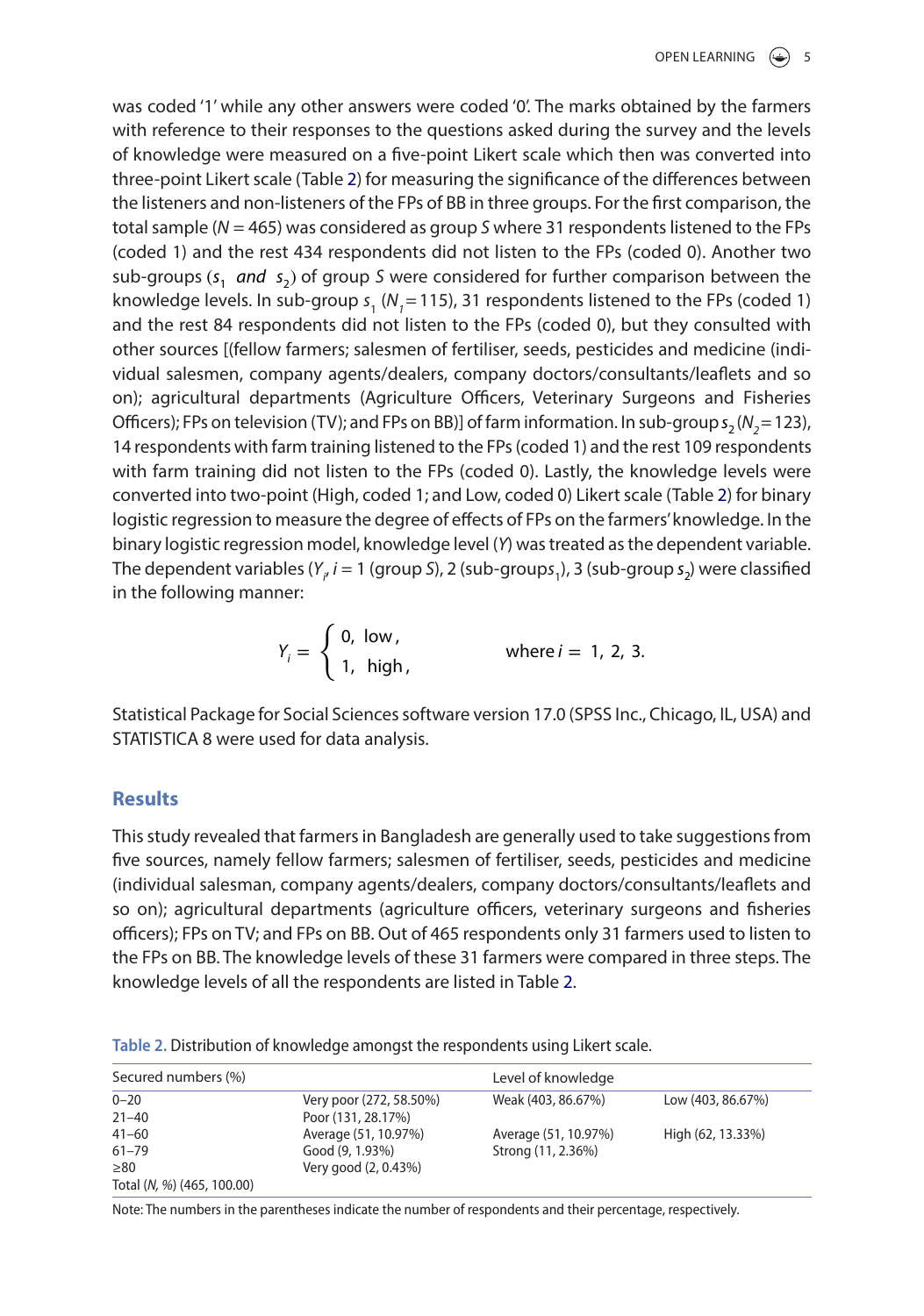was coded '1' while any other answers were coded '0'. The marks obtained by the farmers with reference to their responses to the questions asked during the survey and the levels of knowledge were measured on a five-point Likert scale which then was converted into three-point Likert scale (Table 2) for measuring the significance of the differences between the listeners and non-listeners of the FPs of BB in three groups. For the first comparison, the total sample ($N = 465$) was considered as group $S$ where 31 respondents listened to the FPs (coded 1) and the rest 434 respondents did not listen to the FPs (coded 0). Another two sub-groups ($s_1$ *and* $s_2$) of group $S$ were considered for further comparison between the knowledge levels. In sub-group $s_1$ ($N_1 = 115$), 31 respondents listened to the FPs (coded 1) and the rest 84 respondents did not listen to the FPs (coded 0), but they consulted with other sources [(fellow farmers; salesmen of fertiliser, seeds, pesticides and medicine (individual salesmen, company agents/dealers, company doctors/consultants/leaflets and so on); agricultural departments (Agriculture Officers, Veterinary Surgeons and Fisheries Officers); FPs on television (TV); and FPs on BB)] of farm information. In sub-group $s_2$ ($N_2 = 123$), 14 respondents with farm training listened to the FPs (coded 1) and the rest 109 respondents with farm training did not listen to the FPs (coded 0). Lastly, the knowledge levels were converted into two-point (High, coded 1; and Low, coded 0) Likert scale (Table 2) for binary logistic regression to measure the degree of effects of FPs on the farmers' knowledge. In the binary logistic regression model, knowledge level ($Y$) was treated as the dependent variable. The dependent variables ($Y_i$, $i = 1$ (group $S$), 2 (sub-groups$_1$), 3 (sub-group $s_2$) were classified in the following manner:

$$Y_i = \begin{cases} 0, & \text{low}, \\ 1, & \text{high}, \end{cases} \qquad \text{where } i = 1, 2, 3.$$

Statistical Package for Social Sciences software version 17.0 (SPSS Inc., Chicago, IL, USA) and STATISTICA 8 were used for data analysis.

## Results

This study revealed that farmers in Bangladesh are generally used to take suggestions from five sources, namely fellow farmers; salesmen of fertiliser, seeds, pesticides and medicine (individual salesman, company agents/dealers, company doctors/consultants/leaflets and so on); agricultural departments (agriculture officers, veterinary surgeons and fisheries officers); FPs on TV; and FPs on BB. Out of 465 respondents only 31 farmers used to listen to the FPs on BB. The knowledge levels of these 31 farmers were compared in three steps. The knowledge levels of all the respondents are listed in Table 2.

Table 2. Distribution of knowledge amongst the respondents using Likert scale.

| Secured numbers (%) | | Level of knowledge | |
|---|---|---|---|
| 0–20 | Very poor (272, 58.50%) | Weak (403, 86.67%) | Low (403, 86.67%) |
| 21–40 | Poor (131, 28.17%) | | |
| 41–60 | Average (51, 10.97%) | Average (51, 10.97%) | High (62, 13.33%) |
| 61–79 | Good (9, 1.93%) | Strong (11, 2.36%) | |
| ≥80 | Very good (2, 0.43%) | | |
| Total (*N*, %) (465, 100.00) | | | |

Note: The numbers in the parentheses indicate the number of respondents and their percentage, respectively.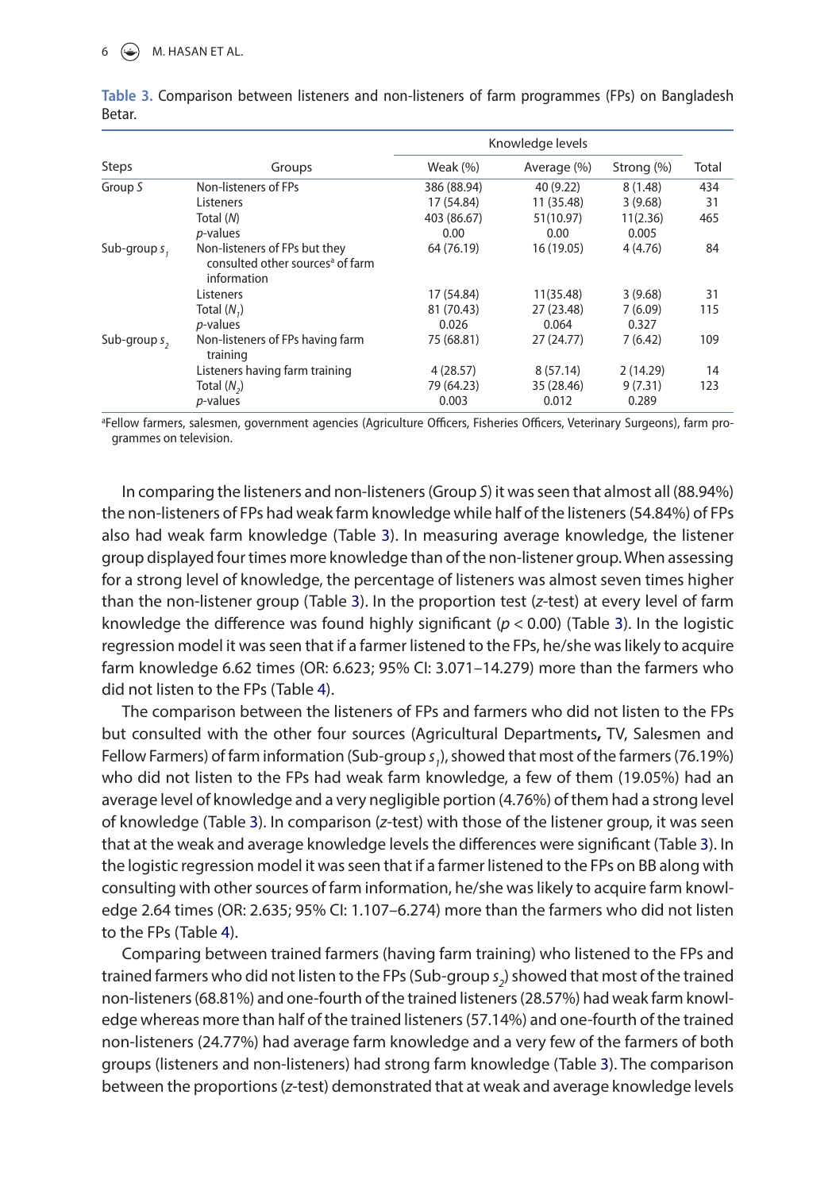**Table 3.** Comparison between listeners and non-listeners of farm programmes (FPs) on Bangladesh Betar.

| Steps | Groups | Knowledge levels | | | Total |
|---|---|---|---|---|---|
| | | Weak (%) | Average (%) | Strong (%) | |
| Group *S* | Non-listeners of FPs | 386 (88.94) | 40 (9.22) | 8 (1.48) | 434 |
| | Listeners | 17 (54.84) | 11 (35.48) | 3 (9.68) | 31 |
| | Total (*N*) | 403 (86.67) | 51(10.97) | 11(2.36) | 465 |
| | *p*-values | 0.00 | 0.00 | 0.005 | |
| Sub-group $s_1$ | Non-listeners of FPs but they consulted other sources[a] of farm information | 64 (76.19) | 16 (19.05) | 4 (4.76) | 84 |
| | Listeners | 17 (54.84) | 11(35.48) | 3 (9.68) | 31 |
| | Total ($N_1$) | 81 (70.43) | 27 (23.48) | 7 (6.09) | 115 |
| | *p*-values | 0.026 | 0.064 | 0.327 | |
| Sub-group $s_2$ | Non-listeners of FPs having farm training | 75 (68.81) | 27 (24.77) | 7 (6.42) | 109 |
| | Listeners having farm training | 4 (28.57) | 8 (57.14) | 2 (14.29) | 14 |
| | Total ($N_2$) | 79 (64.23) | 35 (28.46) | 9 (7.31) | 123 |
| | *p*-values | 0.003 | 0.012 | 0.289 | |

[a]Fellow farmers, salesmen, government agencies (Agriculture Officers, Fisheries Officers, Veterinary Surgeons), farm programmes on television.

In comparing the listeners and non-listeners (Group *S*) it was seen that almost all (88.94%) the non-listeners of FPs had weak farm knowledge while half of the listeners (54.84%) of FPs also had weak farm knowledge (Table 3). In measuring average knowledge, the listener group displayed four times more knowledge than of the non-listener group. When assessing for a strong level of knowledge, the percentage of listeners was almost seven times higher than the non-listener group (Table 3). In the proportion test (*z*-test) at every level of farm knowledge the difference was found highly significant ($p < 0.00$) (Table 3). In the logistic regression model it was seen that if a farmer listened to the FPs, he/she was likely to acquire farm knowledge 6.62 times (OR: 6.623; 95% CI: 3.071–14.279) more than the farmers who did not listen to the FPs (Table 4).

The comparison between the listeners of FPs and farmers who did not listen to the FPs but consulted with the other four sources (Agricultural Departments**,** TV, Salesmen and Fellow Farmers) of farm information (Sub-group $s_1$), showed that most of the farmers (76.19%) who did not listen to the FPs had weak farm knowledge, a few of them (19.05%) had an average level of knowledge and a very negligible portion (4.76%) of them had a strong level of knowledge (Table 3). In comparison (*z*-test) with those of the listener group, it was seen that at the weak and average knowledge levels the differences were significant (Table 3). In the logistic regression model it was seen that if a farmer listened to the FPs on BB along with consulting with other sources of farm information, he/she was likely to acquire farm knowledge 2.64 times (OR: 2.635; 95% CI: 1.107–6.274) more than the farmers who did not listen to the FPs (Table 4).

Comparing between trained farmers (having farm training) who listened to the FPs and trained farmers who did not listen to the FPs (Sub-group $s_2$) showed that most of the trained non-listeners (68.81%) and one-fourth of the trained listeners (28.57%) had weak farm knowledge whereas more than half of the trained listeners (57.14%) and one-fourth of the trained non-listeners (24.77%) had average farm knowledge and a very few of the farmers of both groups (listeners and non-listeners) had strong farm knowledge (Table 3). The comparison between the proportions (*z*-test) demonstrated that at weak and average knowledge levels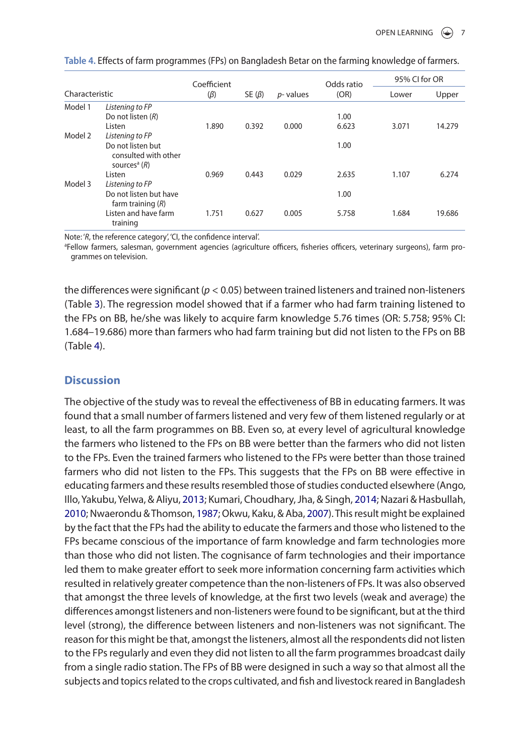**Table 4.** Effects of farm programmes (FPs) on Bangladesh Betar on the farming knowledge of farmers.

| Characteristic | | Coefficient (β) | SE (β) | p- values | Odds ratio (OR) | 95% CI for OR | |
|---|---|---|---|---|---|---|---|
| | | | | | | Lower | Upper |
| Model 1 | *Listening to FP* | | | | | | |
| | Do not listen (*R*) | | | | 1.00 | | |
| | Listen | 1.890 | 0.392 | 0.000 | 6.623 | 3.071 | 14.279 |
| Model 2 | *Listening to FP* | | | | | | |
| | Do not listen but consulted with other sources[a] (*R*) | | | | 1.00 | | |
| | Listen | 0.969 | 0.443 | 0.029 | 2.635 | 1.107 | 6.274 |
| Model 3 | *Listening to FP* | | | | | | |
| | Do not listen but have farm training (*R*) | | | | 1.00 | | |
| | Listen and have farm training | 1.751 | 0.627 | 0.005 | 5.758 | 1.684 | 19.686 |

Note: '*R*, the reference category', 'CI, the confidence interval'.
[a]Fellow farmers, salesman, government agencies (agriculture officers, fisheries officers, veterinary surgeons), farm programmes on television.

the differences were significant ($p < 0.05$) between trained listeners and trained non-listeners (Table 3). The regression model showed that if a farmer who had farm training listened to the FPs on BB, he/she was likely to acquire farm knowledge 5.76 times (OR: 5.758; 95% CI: 1.684–19.686) more than farmers who had farm training but did not listen to the FPs on BB (Table 4).

## Discussion

The objective of the study was to reveal the effectiveness of BB in educating farmers. It was found that a small number of farmers listened and very few of them listened regularly or at least, to all the farm programmes on BB. Even so, at every level of agricultural knowledge the farmers who listened to the FPs on BB were better than the farmers who did not listen to the FPs. Even the trained farmers who listened to the FPs were better than those trained farmers who did not listen to the FPs. This suggests that the FPs on BB were effective in educating farmers and these results resembled those of studies conducted elsewhere (Ango, Illo, Yakubu, Yelwa, & Aliyu, 2013; Kumari, Choudhary, Jha, & Singh, 2014; Nazari & Hasbullah, 2010; Nwaerondu & Thomson, 1987; Okwu, Kaku, & Aba, 2007). This result might be explained by the fact that the FPs had the ability to educate the farmers and those who listened to the FPs became conscious of the importance of farm knowledge and farm technologies more than those who did not listen. The cognisance of farm technologies and their importance led them to make greater effort to seek more information concerning farm activities which resulted in relatively greater competence than the non-listeners of FPs. It was also observed that amongst the three levels of knowledge, at the first two levels (weak and average) the differences amongst listeners and non-listeners were found to be significant, but at the third level (strong), the difference between listeners and non-listeners was not significant. The reason for this might be that, amongst the listeners, almost all the respondents did not listen to the FPs regularly and even they did not listen to all the farm programmes broadcast daily from a single radio station. The FPs of BB were designed in such a way so that almost all the subjects and topics related to the crops cultivated, and fish and livestock reared in Bangladesh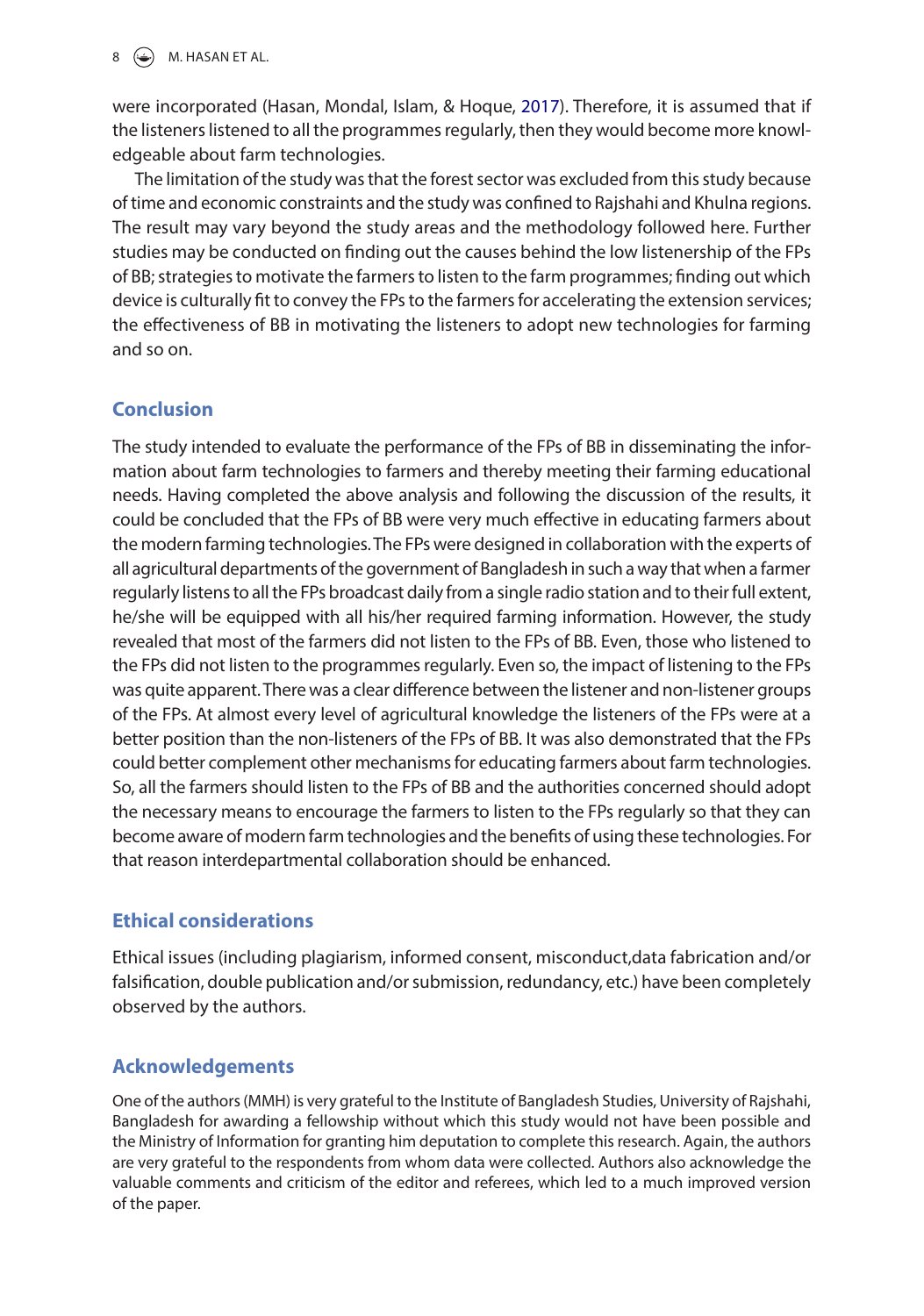were incorporated (Hasan, Mondal, Islam, & Hoque, 2017). Therefore, it is assumed that if the listeners listened to all the programmes regularly, then they would become more knowledgeable about farm technologies.

The limitation of the study was that the forest sector was excluded from this study because of time and economic constraints and the study was confined to Rajshahi and Khulna regions. The result may vary beyond the study areas and the methodology followed here. Further studies may be conducted on finding out the causes behind the low listenership of the FPs of BB; strategies to motivate the farmers to listen to the farm programmes; finding out which device is culturally fit to convey the FPs to the farmers for accelerating the extension services; the effectiveness of BB in motivating the listeners to adopt new technologies for farming and so on.

## Conclusion

The study intended to evaluate the performance of the FPs of BB in disseminating the information about farm technologies to farmers and thereby meeting their farming educational needs. Having completed the above analysis and following the discussion of the results, it could be concluded that the FPs of BB were very much effective in educating farmers about the modern farming technologies. The FPs were designed in collaboration with the experts of all agricultural departments of the government of Bangladesh in such a way that when a farmer regularly listens to all the FPs broadcast daily from a single radio station and to their full extent, he/she will be equipped with all his/her required farming information. However, the study revealed that most of the farmers did not listen to the FPs of BB. Even, those who listened to the FPs did not listen to the programmes regularly. Even so, the impact of listening to the FPs was quite apparent. There was a clear difference between the listener and non-listener groups of the FPs. At almost every level of agricultural knowledge the listeners of the FPs were at a better position than the non-listeners of the FPs of BB. It was also demonstrated that the FPs could better complement other mechanisms for educating farmers about farm technologies. So, all the farmers should listen to the FPs of BB and the authorities concerned should adopt the necessary means to encourage the farmers to listen to the FPs regularly so that they can become aware of modern farm technologies and the benefits of using these technologies. For that reason interdepartmental collaboration should be enhanced.

## Ethical considerations

Ethical issues (including plagiarism, informed consent, misconduct,data fabrication and/or falsification, double publication and/or submission, redundancy, etc.) have been completely observed by the authors.

## Acknowledgements

One of the authors (MMH) is very grateful to the Institute of Bangladesh Studies, University of Rajshahi, Bangladesh for awarding a fellowship without which this study would not have been possible and the Ministry of Information for granting him deputation to complete this research. Again, the authors are very grateful to the respondents from whom data were collected. Authors also acknowledge the valuable comments and criticism of the editor and referees, which led to a much improved version of the paper.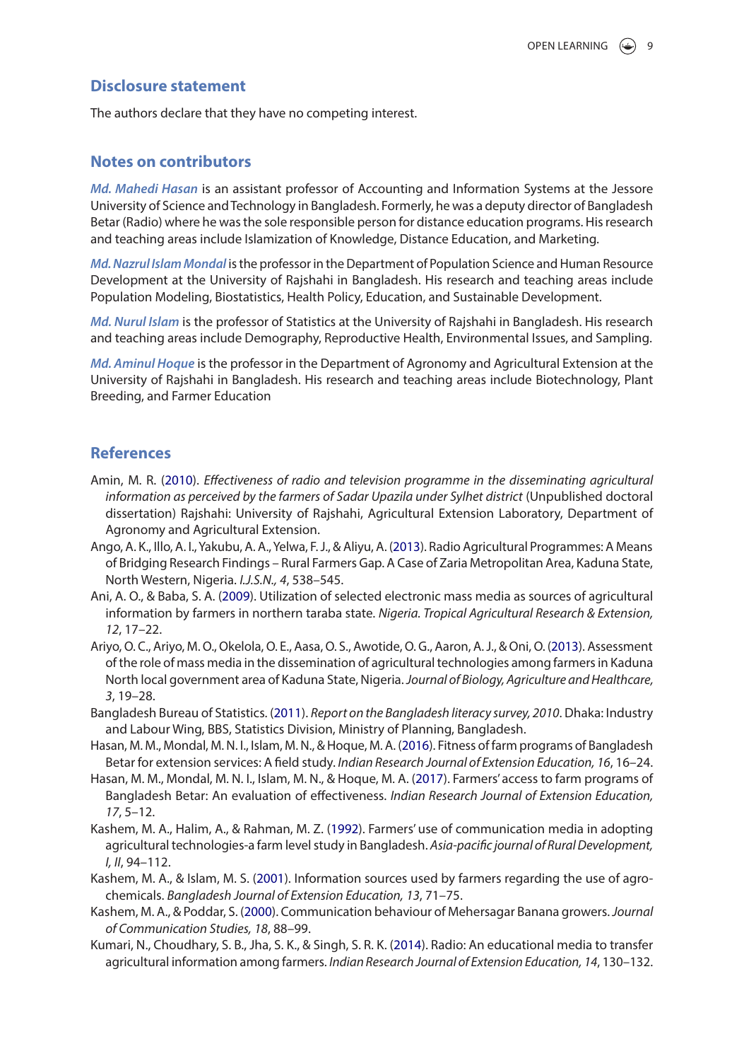## Disclosure statement

The authors declare that they have no competing interest.

## Notes on contributors

***Md. Mahedi Hasan*** is an assistant professor of Accounting and Information Systems at the Jessore University of Science and Technology in Bangladesh. Formerly, he was a deputy director of Bangladesh Betar (Radio) where he was the sole responsible person for distance education programs. His research and teaching areas include Islamization of Knowledge, Distance Education, and Marketing.

***Md. Nazrul Islam Mondal*** is the professor in the Department of Population Science and Human Resource Development at the University of Rajshahi in Bangladesh. His research and teaching areas include Population Modeling, Biostatistics, Health Policy, Education, and Sustainable Development.

***Md. Nurul Islam*** is the professor of Statistics at the University of Rajshahi in Bangladesh. His research and teaching areas include Demography, Reproductive Health, Environmental Issues, and Sampling.

***Md. Aminul Hoque*** is the professor in the Department of Agronomy and Agricultural Extension at the University of Rajshahi in Bangladesh. His research and teaching areas include Biotechnology, Plant Breeding, and Farmer Education

## References

Amin, M. R. (2010). *Effectiveness of radio and television programme in the disseminating agricultural information as perceived by the farmers of Sadar Upazila under Sylhet district* (Unpublished doctoral dissertation) Rajshahi: University of Rajshahi, Agricultural Extension Laboratory, Department of Agronomy and Agricultural Extension.

Ango, A. K., Illo, A. I., Yakubu, A. A., Yelwa, F. J., & Aliyu, A. (2013). Radio Agricultural Programmes: A Means of Bridging Research Findings – Rural Farmers Gap. A Case of Zaria Metropolitan Area, Kaduna State, North Western, Nigeria. *I.J.S.N., 4*, 538–545.

Ani, A. O., & Baba, S. A. (2009). Utilization of selected electronic mass media as sources of agricultural information by farmers in northern taraba state. *Nigeria. Tropical Agricultural Research & Extension, 12*, 17–22.

Ariyo, O. C., Ariyo, M. O., Okelola, O. E., Aasa, O. S., Awotide, O. G., Aaron, A. J., & Oni, O. (2013). Assessment of the role of mass media in the dissemination of agricultural technologies among farmers in Kaduna North local government area of Kaduna State, Nigeria. *Journal of Biology, Agriculture and Healthcare, 3*, 19–28.

Bangladesh Bureau of Statistics. (2011). *Report on the Bangladesh literacy survey, 2010*. Dhaka: Industry and Labour Wing, BBS, Statistics Division, Ministry of Planning, Bangladesh.

Hasan, M. M., Mondal, M. N. I., Islam, M. N., & Hoque, M. A. (2016). Fitness of farm programs of Bangladesh Betar for extension services: A field study. *Indian Research Journal of Extension Education, 16*, 16–24.

Hasan, M. M., Mondal, M. N. I., Islam, M. N., & Hoque, M. A. (2017). Farmers' access to farm programs of Bangladesh Betar: An evaluation of effectiveness. *Indian Research Journal of Extension Education, 17*, 5–12.

Kashem, M. A., Halim, A., & Rahman, M. Z. (1992). Farmers' use of communication media in adopting agricultural technologies-a farm level study in Bangladesh. *Asia-pacific journal of Rural Development, I, II*, 94–112.

Kashem, M. A., & Islam, M. S. (2001). Information sources used by farmers regarding the use of agro-chemicals. *Bangladesh Journal of Extension Education, 13*, 71–75.

Kashem, M. A., & Poddar, S. (2000). Communication behaviour of Mehersagar Banana growers. *Journal of Communication Studies, 18*, 88–99.

Kumari, N., Choudhary, S. B., Jha, S. K., & Singh, S. R. K. (2014). Radio: An educational media to transfer agricultural information among farmers. *Indian Research Journal of Extension Education, 14*, 130–132.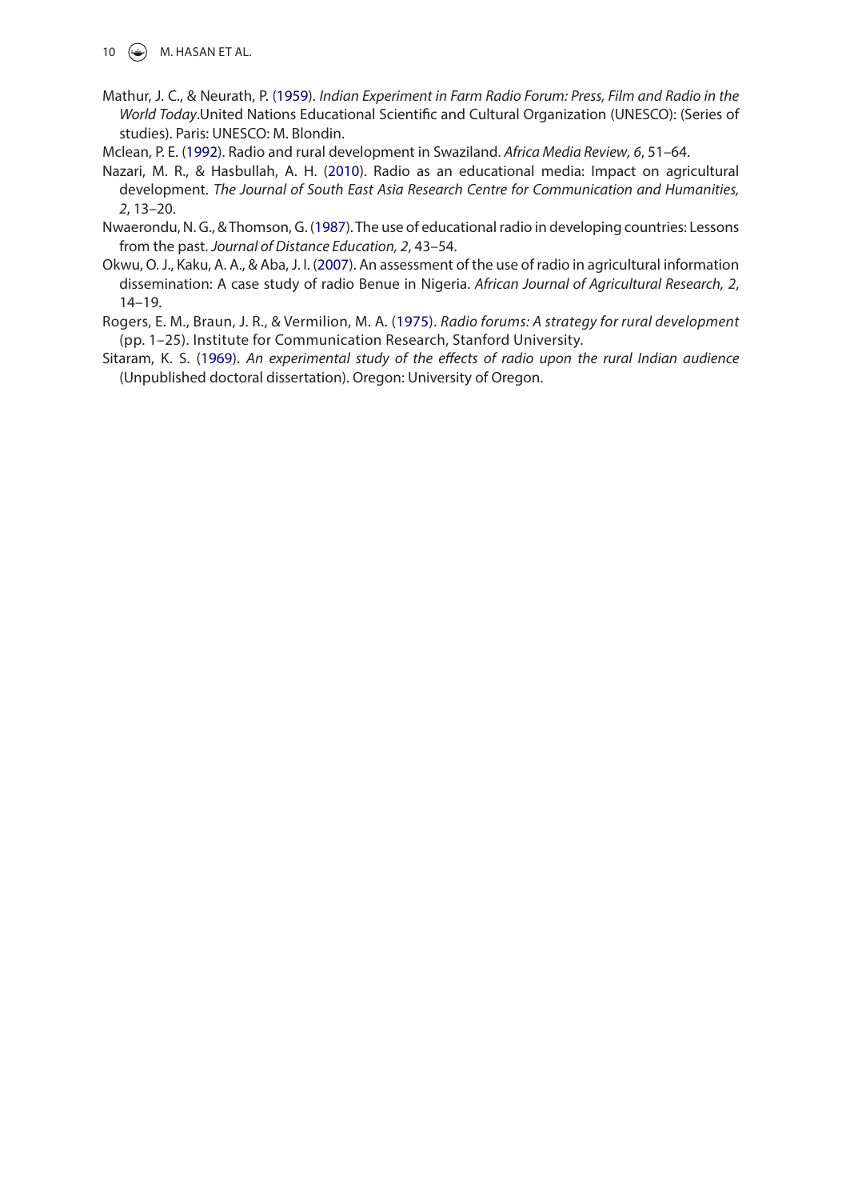Mathur, J. C., & Neurath, P. (1959). *Indian Experiment in Farm Radio Forum: Press, Film and Radio in the World Today*.United Nations Educational Scientific and Cultural Organization (UNESCO): (Series of studies). Paris: UNESCO: M. Blondin.

Mclean, P. E. (1992). Radio and rural development in Swaziland. *Africa Media Review*, *6*, 51–64.

Nazari, M. R., & Hasbullah, A. H. (2010). Radio as an educational media: Impact on agricultural development. *The Journal of South East Asia Research Centre for Communication and Humanities, 2*, 13–20.

Nwaerondu, N. G., & Thomson, G. (1987). The use of educational radio in developing countries: Lessons from the past. *Journal of Distance Education, 2*, 43–54.

Okwu, O. J., Kaku, A. A., & Aba, J. I. (2007). An assessment of the use of radio in agricultural information dissemination: A case study of radio Benue in Nigeria. *African Journal of Agricultural Research, 2*, 14–19.

Rogers, E. M., Braun, J. R., & Vermilion, M. A. (1975). *Radio forums: A strategy for rural development* (pp. 1–25). Institute for Communication Research, Stanford University.

Sitaram, K. S. (1969). *An experimental study of the effects of radio upon the rural Indian audience* (Unpublished doctoral dissertation). Oregon: University of Oregon.